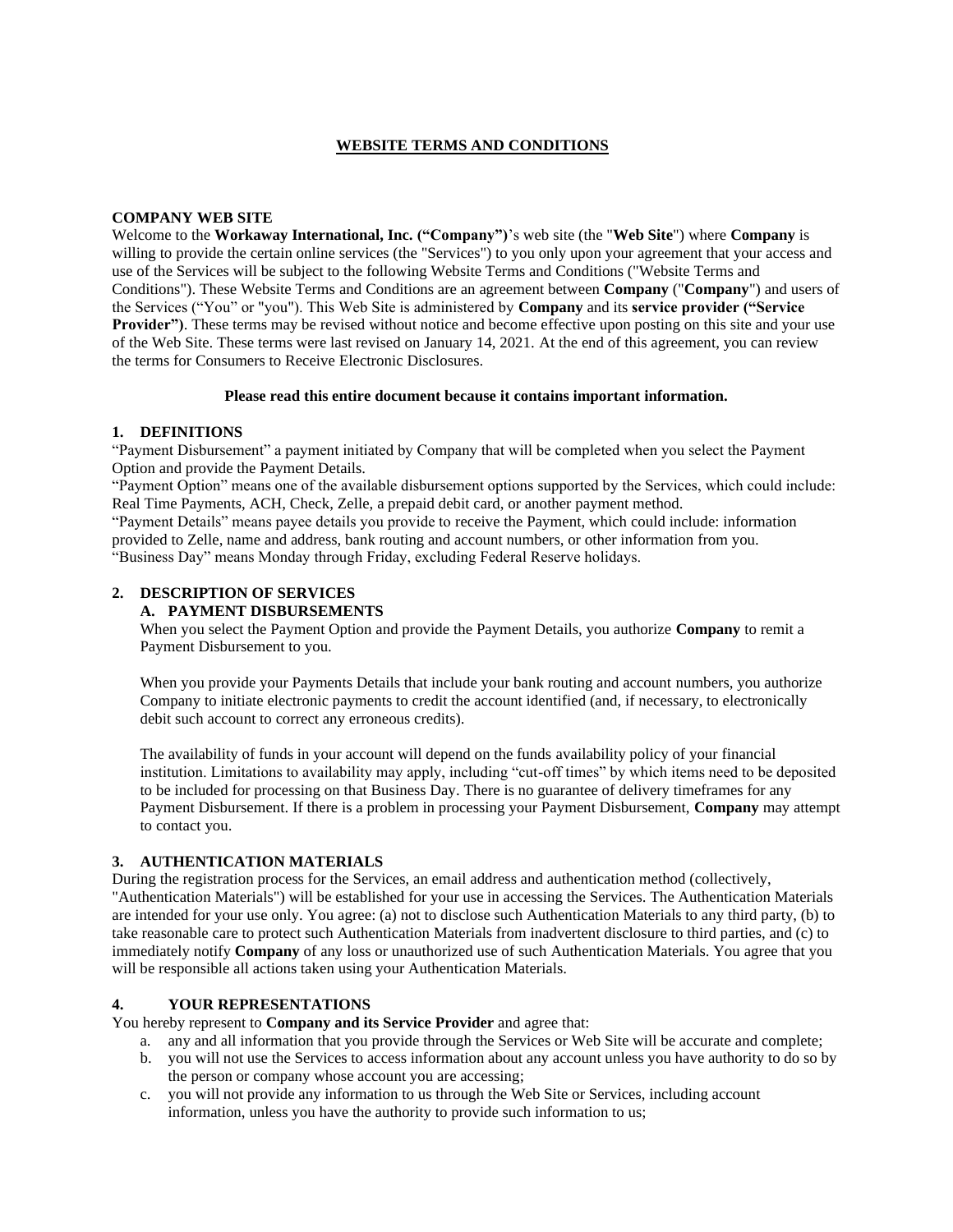# WEBSITE TERMS AND CONDITIONS

**COMPANY WEB SITE**

Welcome to the **Workaway International, Inc. ("Company")**'s web site (the "**Web Site**") where **Company** is willing to provide the certain online services (the "Services") to you only upon your agreement that your access and use of the Services will be subject to the following Website Terms and Conditions ("Website Terms and Conditions"). These Website Terms and Conditions are an agreement between **Company** ("**Company**") and users of the Services ("You" or "you"). This Web Site is administered by **Company** and its **service provider ("Service Provider")**. These terms may be revised without notice and become effective upon posting on this site and your use of the Web Site. These terms were last revised on January 14, 2021. At the end of this agreement, you can review the terms for Consumers to Receive Electronic Disclosures.

**Please read this entire document because it contains important information.**

## 1. DEFINITIONS

"Payment Disbursement" a payment initiated by Company that will be completed when you select the Payment Option and provide the Payment Details.

"Payment Option" means one of the available disbursement options supported by the Services, which could include: Real Time Payments, ACH, Check, Zelle, a prepaid debit card, or another payment method.

"Payment Details" means payee details you provide to receive the Payment, which could include: information provided to Zelle, name and address, bank routing and account numbers, or other information from you.

"Business Day" means Monday through Friday, excluding Federal Reserve holidays.

## 2. DESCRIPTION OF SERVICES

### A. PAYMENT DISBURSEMENTS

When you select the Payment Option and provide the Payment Details, you authorize **Company** to remit a Payment Disbursement to you.

When you provide your Payments Details that include your bank routing and account numbers, you authorize Company to initiate electronic payments to credit the account identified (and, if necessary, to electronically debit such account to correct any erroneous credits).

The availability of funds in your account will depend on the funds availability policy of your financial institution. Limitations to availability may apply, including "cut-off times" by which items need to be deposited to be included for processing on that Business Day. There is no guarantee of delivery timeframes for any Payment Disbursement. If there is a problem in processing your Payment Disbursement, **Company** may attempt to contact you.

## 3. AUTHENTICATION MATERIALS

During the registration process for the Services, an email address and authentication method (collectively, "Authentication Materials") will be established for your use in accessing the Services. The Authentication Materials are intended for your use only. You agree: (a) not to disclose such Authentication Materials to any third party, (b) to take reasonable care to protect such Authentication Materials from inadvertent disclosure to third parties, and (c) to immediately notify **Company** of any loss or unauthorized use of such Authentication Materials. You agree that you will be responsible all actions taken using your Authentication Materials.

## 4. YOUR REPRESENTATIONS

You hereby represent to **Company and its Service Provider** and agree that:

a. any and all information that you provide through the Services or Web Site will be accurate and complete;
b. you will not use the Services to access information about any account unless you have authority to do so by the person or company whose account you are accessing;
c. you will not provide any information to us through the Web Site or Services, including account information, unless you have the authority to provide such information to us;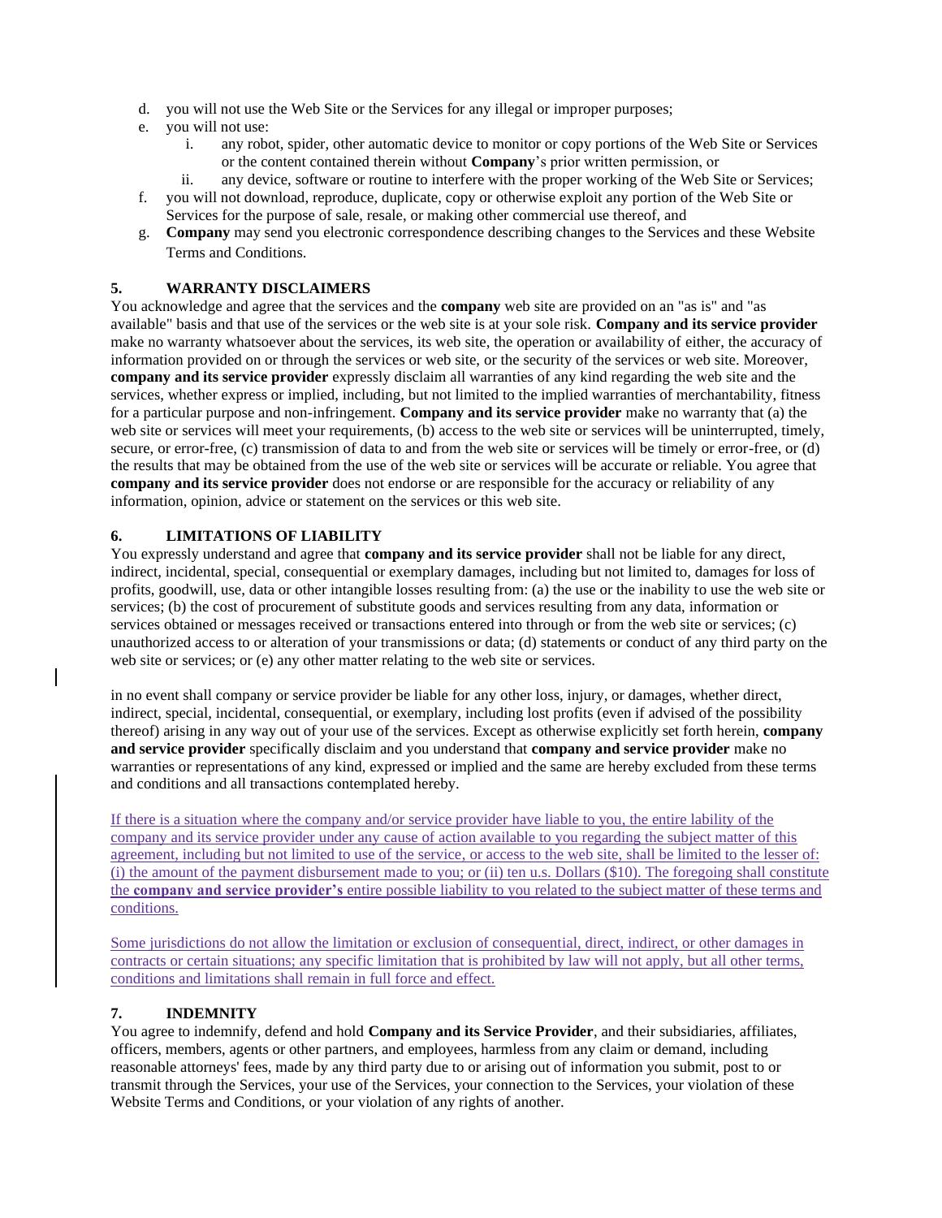d. you will not use the Web Site or the Services for any illegal or improper purposes;
e. you will not use:
    i. any robot, spider, other automatic device to monitor or copy portions of the Web Site or Services or the content contained therein without **Company**'s prior written permission, or
    ii. any device, software or routine to interfere with the proper working of the Web Site or Services;
f. you will not download, reproduce, duplicate, copy or otherwise exploit any portion of the Web Site or Services for the purpose of sale, resale, or making other commercial use thereof, and
g. **Company** may send you electronic correspondence describing changes to the Services and these Website Terms and Conditions.

## 5. WARRANTY DISCLAIMERS

You acknowledge and agree that the services and the **company** web site are provided on an "as is" and "as available" basis and that use of the services or the web site is at your sole risk. **Company and its service provider** make no warranty whatsoever about the services, its web site, the operation or availability of either, the accuracy of information provided on or through the services or web site, or the security of the services or web site. Moreover, **company and its service provider** expressly disclaim all warranties of any kind regarding the web site and the services, whether express or implied, including, but not limited to the implied warranties of merchantability, fitness for a particular purpose and non-infringement. **Company and its service provider** make no warranty that (a) the web site or services will meet your requirements, (b) access to the web site or services will be uninterrupted, timely, secure, or error-free, (c) transmission of data to and from the web site or services will be timely or error-free, or (d) the results that may be obtained from the use of the web site or services will be accurate or reliable. You agree that **company and its service provider** does not endorse or are responsible for the accuracy or reliability of any information, opinion, advice or statement on the services or this web site.

## 6. LIMITATIONS OF LIABILITY

You expressly understand and agree that **company and its service provider** shall not be liable for any direct, indirect, incidental, special, consequential or exemplary damages, including but not limited to, damages for loss of profits, goodwill, use, data or other intangible losses resulting from: (a) the use or the inability to use the web site or services; (b) the cost of procurement of substitute goods and services resulting from any data, information or services obtained or messages received or transactions entered into through or from the web site or services; (c) unauthorized access to or alteration of your transmissions or data; (d) statements or conduct of any third party on the web site or services; or (e) any other matter relating to the web site or services.

in no event shall company or service provider be liable for any other loss, injury, or damages, whether direct, indirect, special, incidental, consequential, or exemplary, including lost profits (even if advised of the possibility thereof) arising in any way out of your use of the services. Except as otherwise explicitly set forth herein, **company and service provider** specifically disclaim and you understand that **company and service provider** make no warranties or representations of any kind, expressed or implied and the same are hereby excluded from these terms and conditions and all transactions contemplated hereby.

If there is a situation where the company and/or service provider have liable to you, the entire lability of the company and its service provider under any cause of action available to you regarding the subject matter of this agreement, including but not limited to use of the service, or access to the web site, shall be limited to the lesser of: (i) the amount of the payment disbursement made to you; or (ii) ten u.s. Dollars ($10). The foregoing shall constitute the **company and service provider's** entire possible liability to you related to the subject matter of these terms and conditions.

Some jurisdictions do not allow the limitation or exclusion of consequential, direct, indirect, or other damages in contracts or certain situations; any specific limitation that is prohibited by law will not apply, but all other terms, conditions and limitations shall remain in full force and effect.

## 7. INDEMNITY

You agree to indemnify, defend and hold **Company and its Service Provider**, and their subsidiaries, affiliates, officers, members, agents or other partners, and employees, harmless from any claim or demand, including reasonable attorneys' fees, made by any third party due to or arising out of information you submit, post to or transmit through the Services, your use of the Services, your connection to the Services, your violation of these Website Terms and Conditions, or your violation of any rights of another.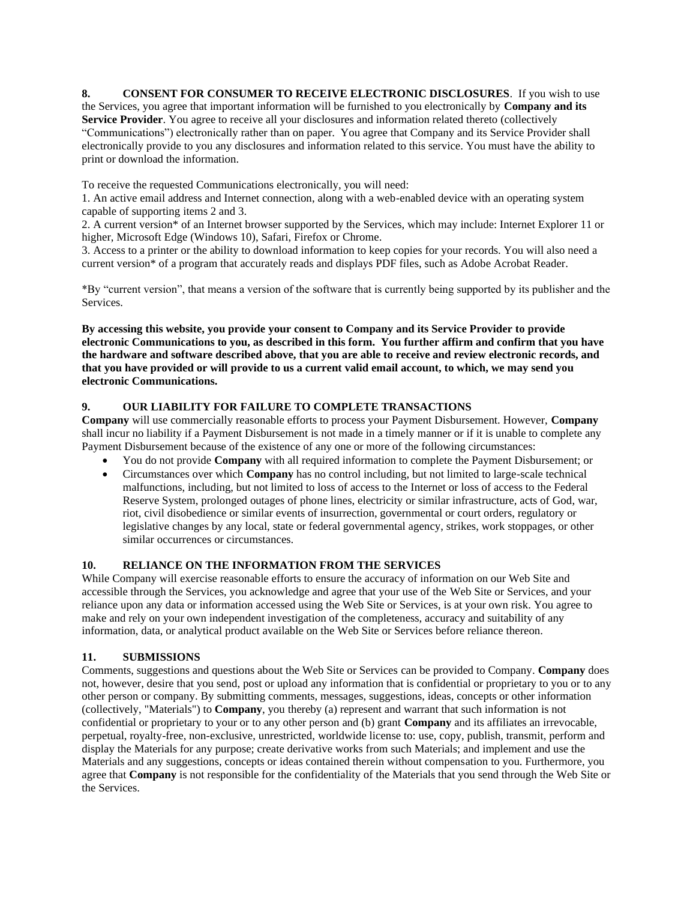**8. CONSENT FOR CONSUMER TO RECEIVE ELECTRONIC DISCLOSURES**. If you wish to use the Services, you agree that important information will be furnished to you electronically by **Company and its Service Provider**. You agree to receive all your disclosures and information related thereto (collectively "Communications") electronically rather than on paper. You agree that Company and its Service Provider shall electronically provide to you any disclosures and information related to this service. You must have the ability to print or download the information.

To receive the requested Communications electronically, you will need:
1. An active email address and Internet connection, along with a web-enabled device with an operating system capable of supporting items 2 and 3.
2. A current version* of an Internet browser supported by the Services, which may include: Internet Explorer 11 or higher, Microsoft Edge (Windows 10), Safari, Firefox or Chrome.
3. Access to a printer or the ability to download information to keep copies for your records. You will also need a current version* of a program that accurately reads and displays PDF files, such as Adobe Acrobat Reader.

*By "current version", that means a version of the software that is currently being supported by its publisher and the Services.

**By accessing this website, you provide your consent to Company and its Service Provider to provide electronic Communications to you, as described in this form. You further affirm and confirm that you have the hardware and software described above, that you are able to receive and review electronic records, and that you have provided or will provide to us a current valid email account, to which, we may send you electronic Communications.**

**9. OUR LIABILITY FOR FAILURE TO COMPLETE TRANSACTIONS**

**Company** will use commercially reasonable efforts to process your Payment Disbursement. However, **Company** shall incur no liability if a Payment Disbursement is not made in a timely manner or if it is unable to complete any Payment Disbursement because of the existence of any one or more of the following circumstances:

- You do not provide **Company** with all required information to complete the Payment Disbursement; or
- Circumstances over which **Company** has no control including, but not limited to large-scale technical malfunctions, including, but not limited to loss of access to the Internet or loss of access to the Federal Reserve System, prolonged outages of phone lines, electricity or similar infrastructure, acts of God, war, riot, civil disobedience or similar events of insurrection, governmental or court orders, regulatory or legislative changes by any local, state or federal governmental agency, strikes, work stoppages, or other similar occurrences or circumstances.

**10. RELIANCE ON THE INFORMATION FROM THE SERVICES**

While Company will exercise reasonable efforts to ensure the accuracy of information on our Web Site and accessible through the Services, you acknowledge and agree that your use of the Web Site or Services, and your reliance upon any data or information accessed using the Web Site or Services, is at your own risk. You agree to make and rely on your own independent investigation of the completeness, accuracy and suitability of any information, data, or analytical product available on the Web Site or Services before reliance thereon.

**11. SUBMISSIONS**

Comments, suggestions and questions about the Web Site or Services can be provided to Company. **Company** does not, however, desire that you send, post or upload any information that is confidential or proprietary to you or to any other person or company. By submitting comments, messages, suggestions, ideas, concepts or other information (collectively, "Materials") to **Company**, you thereby (a) represent and warrant that such information is not confidential or proprietary to your or to any other person and (b) grant **Company** and its affiliates an irrevocable, perpetual, royalty-free, non-exclusive, unrestricted, worldwide license to: use, copy, publish, transmit, perform and display the Materials for any purpose; create derivative works from such Materials; and implement and use the Materials and any suggestions, concepts or ideas contained therein without compensation to you. Furthermore, you agree that **Company** is not responsible for the confidentiality of the Materials that you send through the Web Site or the Services.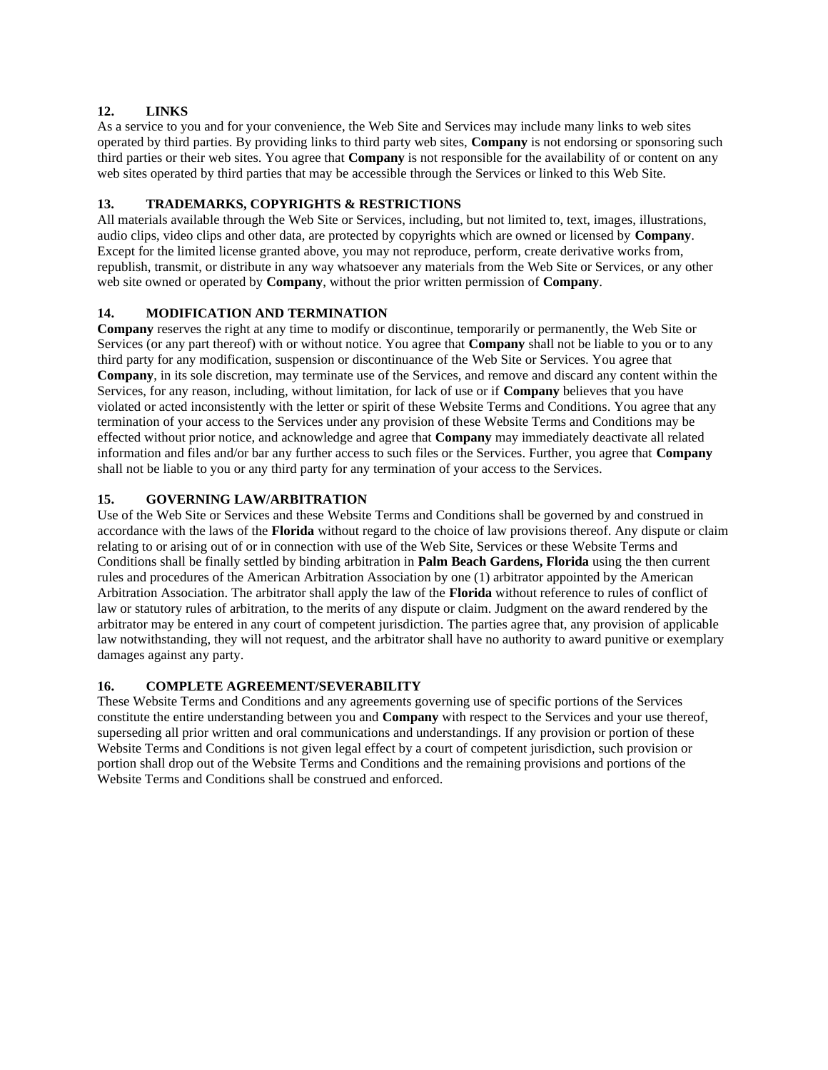## 12. LINKS

As a service to you and for your convenience, the Web Site and Services may include many links to web sites operated by third parties. By providing links to third party web sites, **Company** is not endorsing or sponsoring such third parties or their web sites. You agree that **Company** is not responsible for the availability of or content on any web sites operated by third parties that may be accessible through the Services or linked to this Web Site.

## 13. TRADEMARKS, COPYRIGHTS & RESTRICTIONS

All materials available through the Web Site or Services, including, but not limited to, text, images, illustrations, audio clips, video clips and other data, are protected by copyrights which are owned or licensed by **Company**. Except for the limited license granted above, you may not reproduce, perform, create derivative works from, republish, transmit, or distribute in any way whatsoever any materials from the Web Site or Services, or any other web site owned or operated by **Company**, without the prior written permission of **Company**.

## 14. MODIFICATION AND TERMINATION

**Company** reserves the right at any time to modify or discontinue, temporarily or permanently, the Web Site or Services (or any part thereof) with or without notice. You agree that **Company** shall not be liable to you or to any third party for any modification, suspension or discontinuance of the Web Site or Services. You agree that **Company**, in its sole discretion, may terminate use of the Services, and remove and discard any content within the Services, for any reason, including, without limitation, for lack of use or if **Company** believes that you have violated or acted inconsistently with the letter or spirit of these Website Terms and Conditions. You agree that any termination of your access to the Services under any provision of these Website Terms and Conditions may be effected without prior notice, and acknowledge and agree that **Company** may immediately deactivate all related information and files and/or bar any further access to such files or the Services. Further, you agree that **Company** shall not be liable to you or any third party for any termination of your access to the Services.

## 15. GOVERNING LAW/ARBITRATION

Use of the Web Site or Services and these Website Terms and Conditions shall be governed by and construed in accordance with the laws of the **Florida** without regard to the choice of law provisions thereof. Any dispute or claim relating to or arising out of or in connection with use of the Web Site, Services or these Website Terms and Conditions shall be finally settled by binding arbitration in **Palm Beach Gardens, Florida** using the then current rules and procedures of the American Arbitration Association by one (1) arbitrator appointed by the American Arbitration Association. The arbitrator shall apply the law of the **Florida** without reference to rules of conflict of law or statutory rules of arbitration, to the merits of any dispute or claim. Judgment on the award rendered by the arbitrator may be entered in any court of competent jurisdiction. The parties agree that, any provision of applicable law notwithstanding, they will not request, and the arbitrator shall have no authority to award punitive or exemplary damages against any party.

## 16. COMPLETE AGREEMENT/SEVERABILITY

These Website Terms and Conditions and any agreements governing use of specific portions of the Services constitute the entire understanding between you and **Company** with respect to the Services and your use thereof, superseding all prior written and oral communications and understandings. If any provision or portion of these Website Terms and Conditions is not given legal effect by a court of competent jurisdiction, such provision or portion shall drop out of the Website Terms and Conditions and the remaining provisions and portions of the Website Terms and Conditions shall be construed and enforced.